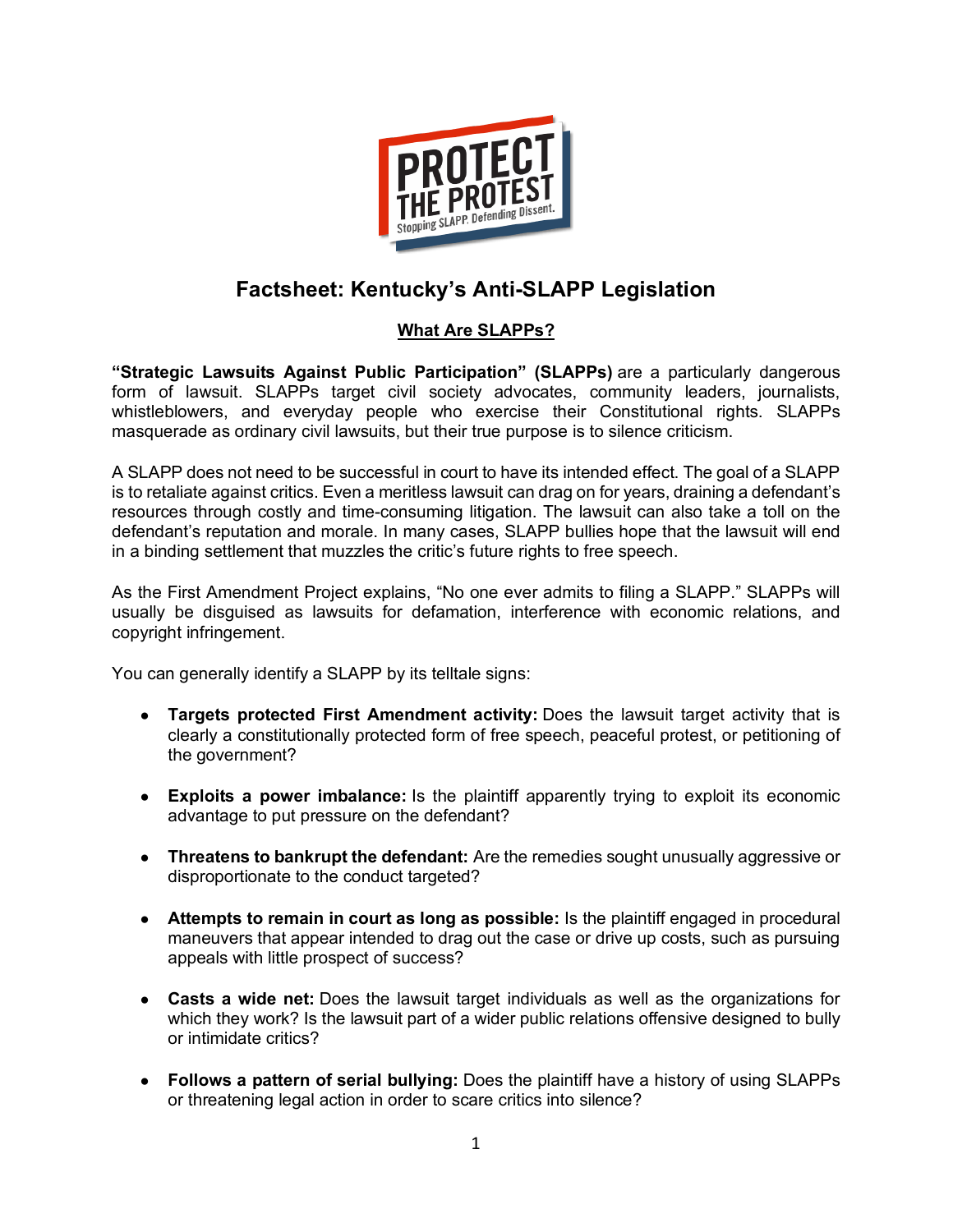# Factsheet: Kentucky's Anti-SLAPP Legislation

## What Are SLAPPs?

**"Strategic Lawsuits Against Public Participation" (SLAPPs)** are a particularly dangerous form of lawsuit. SLAPPs target civil society advocates, community leaders, journalists, whistleblowers, and everyday people who exercise their Constitutional rights. SLAPPs masquerade as ordinary civil lawsuits, but their true purpose is to silence criticism.

A SLAPP does not need to be successful in court to have its intended effect. The goal of a SLAPP is to retaliate against critics. Even a meritless lawsuit can drag on for years, draining a defendant's resources through costly and time-consuming litigation. The lawsuit can also take a toll on the defendant's reputation and morale. In many cases, SLAPP bullies hope that the lawsuit will end in a binding settlement that muzzles the critic's future rights to free speech.

As the First Amendment Project explains, "No one ever admits to filing a SLAPP." SLAPPs will usually be disguised as lawsuits for defamation, interference with economic relations, and copyright infringement.

You can generally identify a SLAPP by its telltale signs:

- **Targets protected First Amendment activity:** Does the lawsuit target activity that is clearly a constitutionally protected form of free speech, peaceful protest, or petitioning of the government?
- **Exploits a power imbalance:** Is the plaintiff apparently trying to exploit its economic advantage to put pressure on the defendant?
- **Threatens to bankrupt the defendant:** Are the remedies sought unusually aggressive or disproportionate to the conduct targeted?
- **Attempts to remain in court as long as possible:** Is the plaintiff engaged in procedural maneuvers that appear intended to drag out the case or drive up costs, such as pursuing appeals with little prospect of success?
- **Casts a wide net:** Does the lawsuit target individuals as well as the organizations for which they work? Is the lawsuit part of a wider public relations offensive designed to bully or intimidate critics?
- **Follows a pattern of serial bullying:** Does the plaintiff have a history of using SLAPPs or threatening legal action in order to scare critics into silence?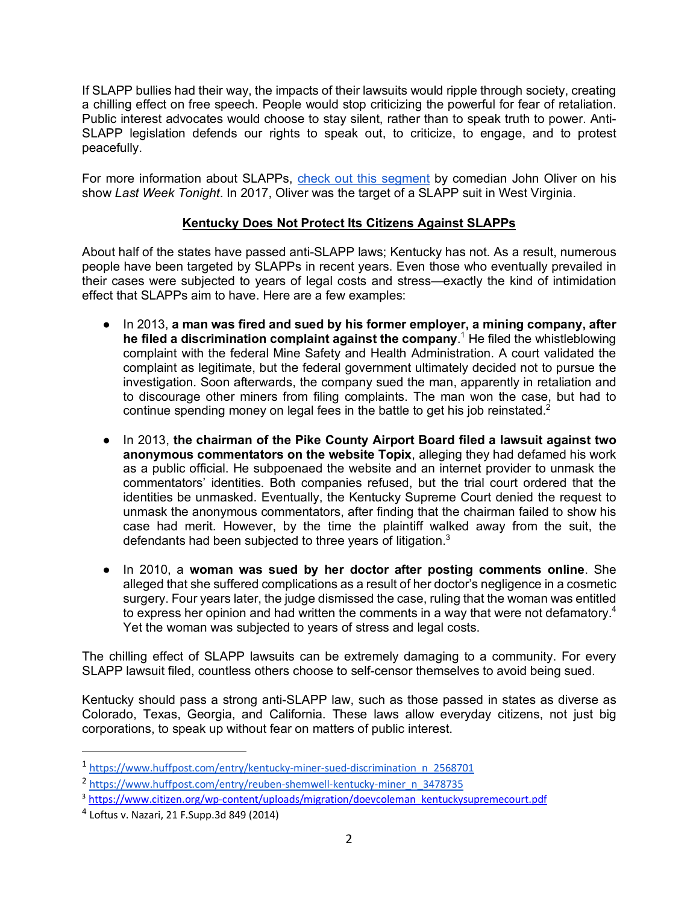If SLAPP bullies had their way, the impacts of their lawsuits would ripple through society, creating a chilling effect on free speech. People would stop criticizing the powerful for fear of retaliation. Public interest advocates would choose to stay silent, rather than to speak truth to power. Anti-SLAPP legislation defends our rights to speak out, to criticize, to engage, and to protest peacefully.

For more information about SLAPPs, check out this segment by comedian John Oliver on his show *Last Week Tonight*. In 2017, Oliver was the target of a SLAPP suit in West Virginia.

## Kentucky Does Not Protect Its Citizens Against SLAPPs

About half of the states have passed anti-SLAPP laws; Kentucky has not. As a result, numerous people have been targeted by SLAPPs in recent years. Even those who eventually prevailed in their cases were subjected to years of legal costs and stress—exactly the kind of intimidation effect that SLAPPs aim to have. Here are a few examples:

- In 2013, **a man was fired and sued by his former employer, a mining company, after he filed a discrimination complaint against the company**.[1] He filed the whistleblowing complaint with the federal Mine Safety and Health Administration. A court validated the complaint as legitimate, but the federal government ultimately decided not to pursue the investigation. Soon afterwards, the company sued the man, apparently in retaliation and to discourage other miners from filing complaints. The man won the case, but had to continue spending money on legal fees in the battle to get his job reinstated.[2]

- In 2013, **the chairman of the Pike County Airport Board filed a lawsuit against two anonymous commentators on the website Topix**, alleging they had defamed his work as a public official. He subpoenaed the website and an internet provider to unmask the commentators' identities. Both companies refused, but the trial court ordered that the identities be unmasked. Eventually, the Kentucky Supreme Court denied the request to unmask the anonymous commentators, after finding that the chairman failed to show his case had merit. However, by the time the plaintiff walked away from the suit, the defendants had been subjected to three years of litigation.[3]

- In 2010, a **woman was sued by her doctor after posting comments online**. She alleged that she suffered complications as a result of her doctor's negligence in a cosmetic surgery. Four years later, the judge dismissed the case, ruling that the woman was entitled to express her opinion and had written the comments in a way that were not defamatory.[4] Yet the woman was subjected to years of stress and legal costs.

The chilling effect of SLAPP lawsuits can be extremely damaging to a community. For every SLAPP lawsuit filed, countless others choose to self-censor themselves to avoid being sued.

Kentucky should pass a strong anti-SLAPP law, such as those passed in states as diverse as Colorado, Texas, Georgia, and California. These laws allow everyday citizens, not just big corporations, to speak up without fear on matters of public interest.

---

[1] https://www.huffpost.com/entry/kentucky-miner-sued-discrimination_n_2568701

[2] https://www.huffpost.com/entry/reuben-shemwell-kentucky-miner_n_3478735

[3] https://www.citizen.org/wp-content/uploads/migration/doevcoleman_kentuckysupremecourt.pdf

[4] Loftus v. Nazari, 21 F.Supp.3d 849 (2014)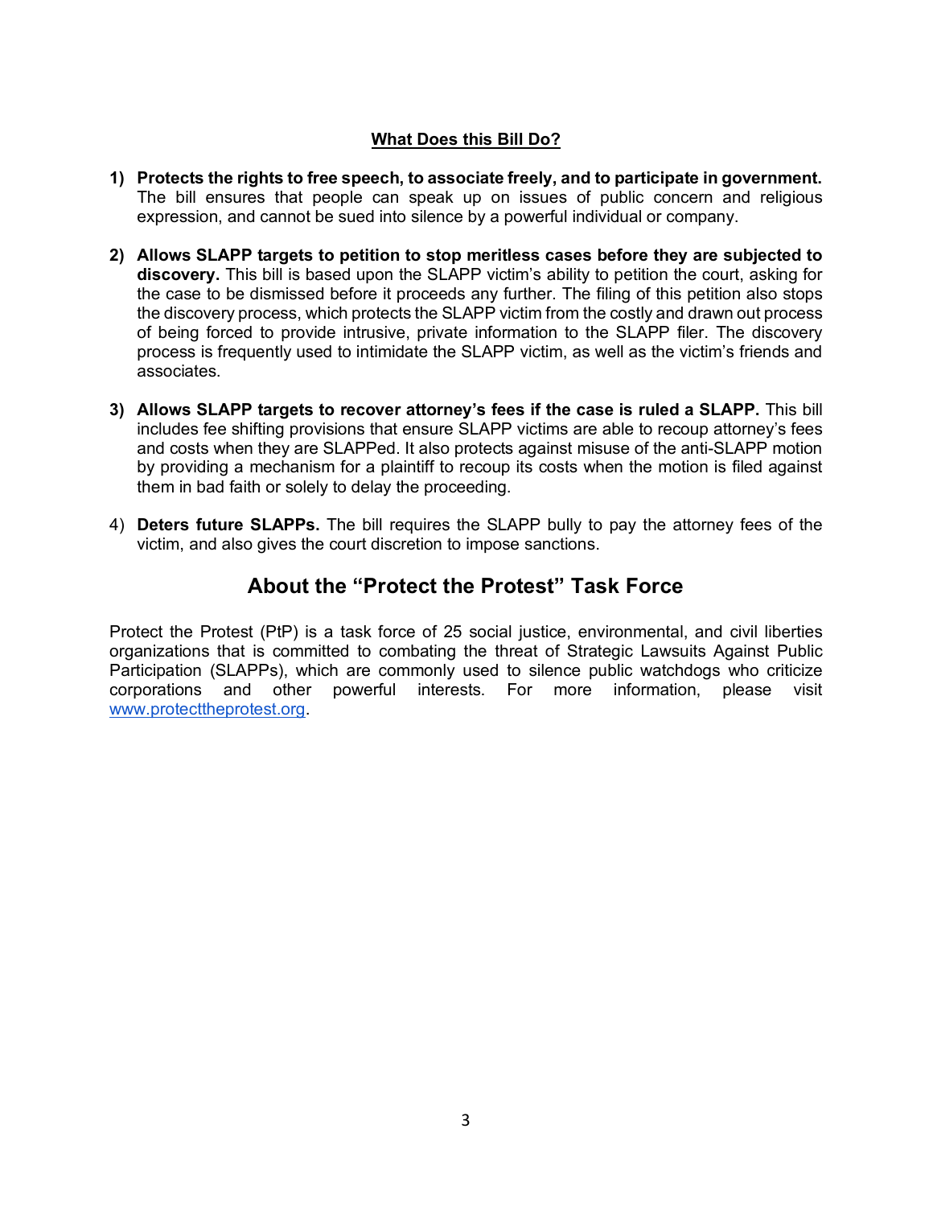## What Does this Bill Do?

1) **Protects the rights to free speech, to associate freely, and to participate in government.** The bill ensures that people can speak up on issues of public concern and religious expression, and cannot be sued into silence by a powerful individual or company.

2) **Allows SLAPP targets to petition to stop meritless cases before they are subjected to discovery.** This bill is based upon the SLAPP victim's ability to petition the court, asking for the case to be dismissed before it proceeds any further. The filing of this petition also stops the discovery process, which protects the SLAPP victim from the costly and drawn out process of being forced to provide intrusive, private information to the SLAPP filer. The discovery process is frequently used to intimidate the SLAPP victim, as well as the victim's friends and associates.

3) **Allows SLAPP targets to recover attorney's fees if the case is ruled a SLAPP.** This bill includes fee shifting provisions that ensure SLAPP victims are able to recoup attorney's fees and costs when they are SLAPPed. It also protects against misuse of the anti-SLAPP motion by providing a mechanism for a plaintiff to recoup its costs when the motion is filed against them in bad faith or solely to delay the proceeding.

4) **Deters future SLAPPs.** The bill requires the SLAPP bully to pay the attorney fees of the victim, and also gives the court discretion to impose sanctions.

# About the "Protect the Protest" Task Force

Protect the Protest (PtP) is a task force of 25 social justice, environmental, and civil liberties organizations that is committed to combating the threat of Strategic Lawsuits Against Public Participation (SLAPPs), which are commonly used to silence public watchdogs who criticize corporations and other powerful interests. For more information, please visit [www.protecttheprotest.org](http://www.protecttheprotest.org).